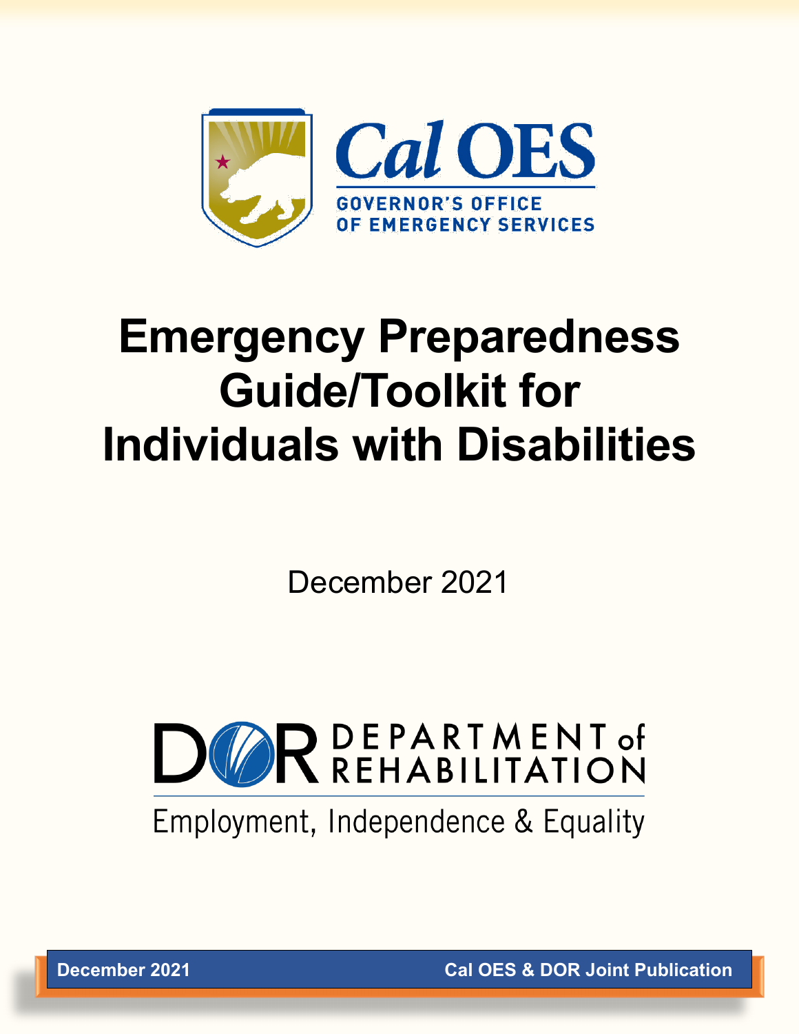Cal OES

GOVERNOR'S OFFICE OF EMERGENCY SERVICES

# Emergency Preparedness Guide/Toolkit for Individuals with Disabilities

December 2021

DOR DEPARTMENT of REHABILITATION

Employment, Independence & Equality

December 2021 Cal OES & DOR Joint Publication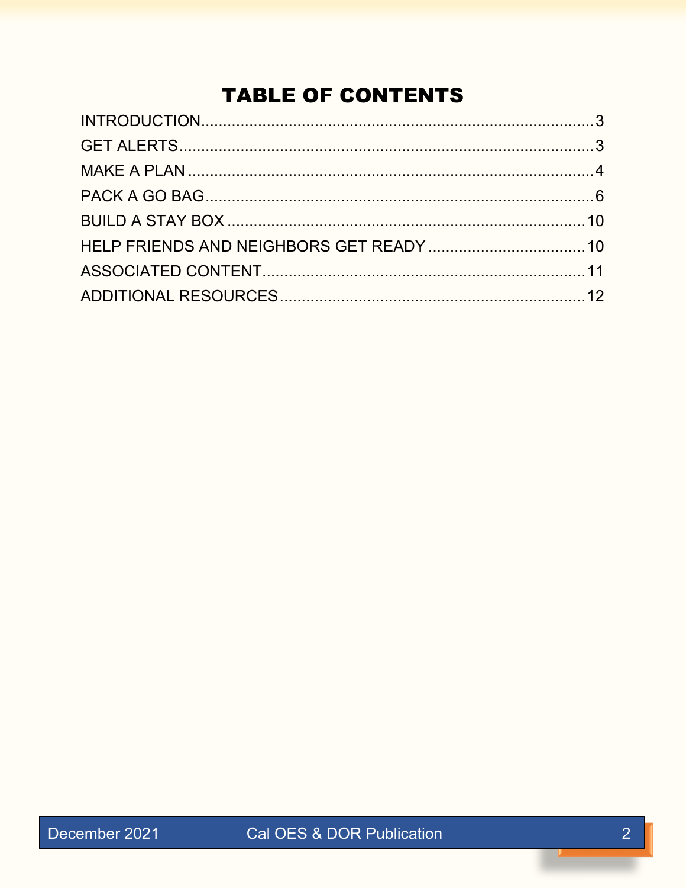# TABLE OF CONTENTS

| Section | Page |
| --- | --- |
| INTRODUCTION | 3 |
| GET ALERTS | 3 |
| MAKE A PLAN | 4 |
| PACK A GO BAG | 6 |
| BUILD A STAY BOX | 10 |
| HELP FRIENDS AND NEIGHBORS GET READY | 10 |
| ASSOCIATED CONTENT | 11 |
| ADDITIONAL RESOURCES | 12 |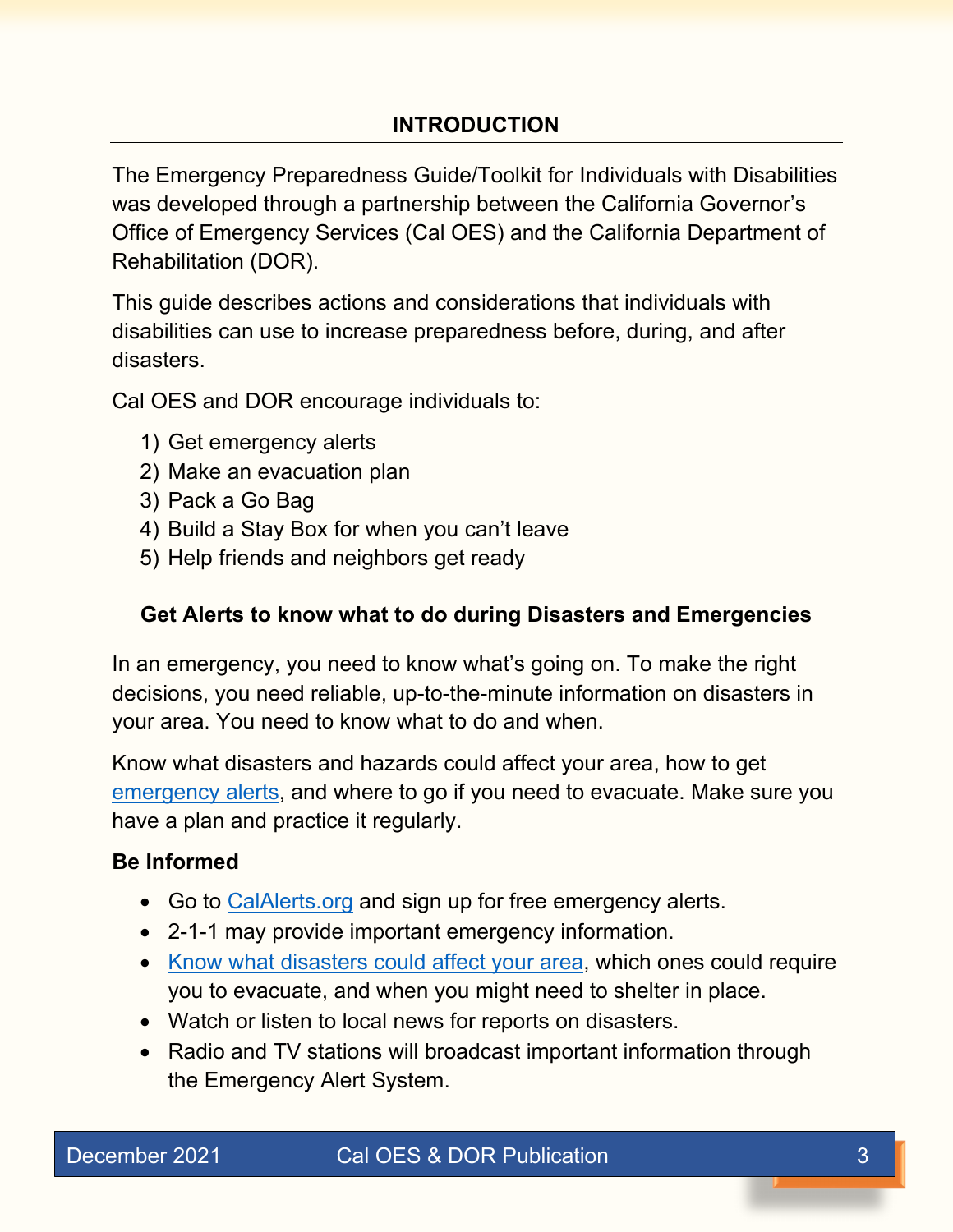## INTRODUCTION

The Emergency Preparedness Guide/Toolkit for Individuals with Disabilities was developed through a partnership between the California Governor's Office of Emergency Services (Cal OES) and the California Department of Rehabilitation (DOR).

This guide describes actions and considerations that individuals with disabilities can use to increase preparedness before, during, and after disasters.

Cal OES and DOR encourage individuals to:

1) Get emergency alerts
2) Make an evacuation plan
3) Pack a Go Bag
4) Build a Stay Box for when you can't leave
5) Help friends and neighbors get ready

## Get Alerts to know what to do during Disasters and Emergencies

In an emergency, you need to know what's going on. To make the right decisions, you need reliable, up-to-the-minute information on disasters in your area. You need to know what to do and when.

Know what disasters and hazards could affect your area, how to get emergency alerts, and where to go if you need to evacuate. Make sure you have a plan and practice it regularly.

**Be Informed**

- Go to CalAlerts.org and sign up for free emergency alerts.
- 2-1-1 may provide important emergency information.
- Know what disasters could affect your area, which ones could require you to evacuate, and when you might need to shelter in place.
- Watch or listen to local news for reports on disasters.
- Radio and TV stations will broadcast important information through the Emergency Alert System.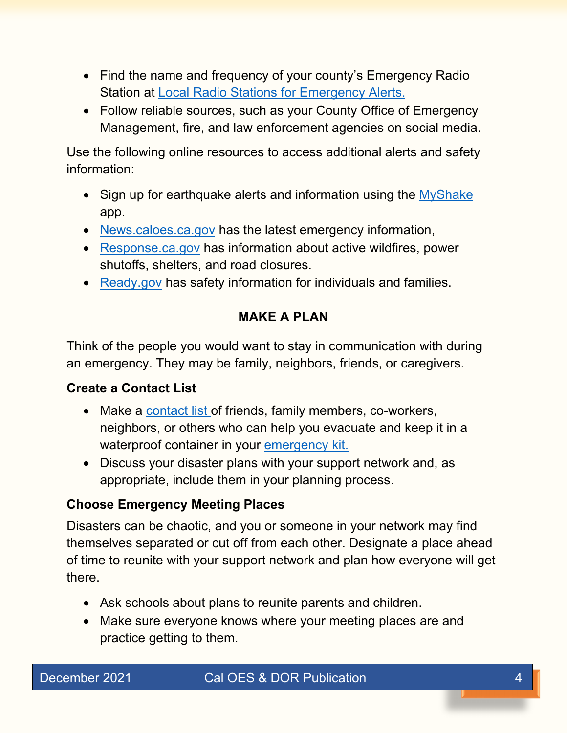- Find the name and frequency of your county's Emergency Radio Station at Local Radio Stations for Emergency Alerts.
- Follow reliable sources, such as your County Office of Emergency Management, fire, and law enforcement agencies on social media.

Use the following online resources to access additional alerts and safety information:

- Sign up for earthquake alerts and information using the MyShake app.
- News.caloes.ca.gov has the latest emergency information,
- Response.ca.gov has information about active wildfires, power shutoffs, shelters, and road closures.
- Ready.gov has safety information for individuals and families.

## MAKE A PLAN

Think of the people you would want to stay in communication with during an emergency. They may be family, neighbors, friends, or caregivers.

### Create a Contact List

- Make a contact list of friends, family members, co-workers, neighbors, or others who can help you evacuate and keep it in a waterproof container in your emergency kit.
- Discuss your disaster plans with your support network and, as appropriate, include them in your planning process.

### Choose Emergency Meeting Places

Disasters can be chaotic, and you or someone in your network may find themselves separated or cut off from each other. Designate a place ahead of time to reunite with your support network and plan how everyone will get there.

- Ask schools about plans to reunite parents and children.
- Make sure everyone knows where your meeting places are and practice getting to them.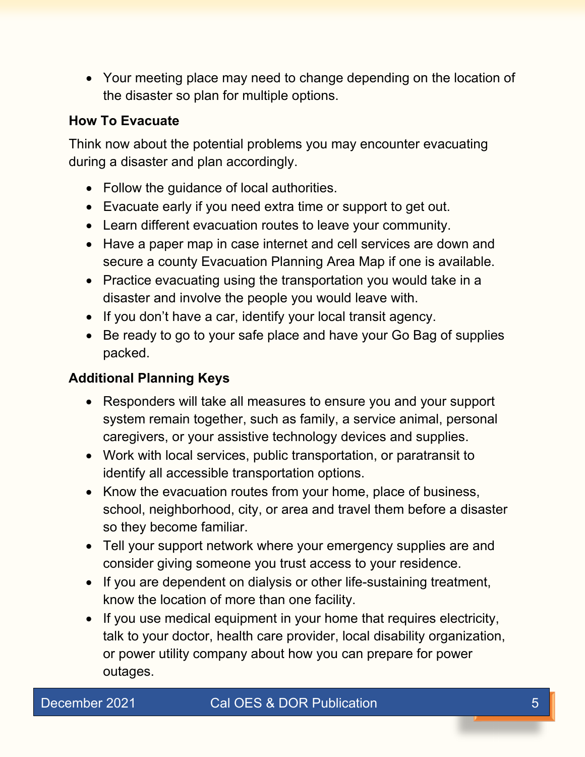- Your meeting place may need to change depending on the location of the disaster so plan for multiple options.

**How To Evacuate**

Think now about the potential problems you may encounter evacuating during a disaster and plan accordingly.

- Follow the guidance of local authorities.
- Evacuate early if you need extra time or support to get out.
- Learn different evacuation routes to leave your community.
- Have a paper map in case internet and cell services are down and secure a county Evacuation Planning Area Map if one is available.
- Practice evacuating using the transportation you would take in a disaster and involve the people you would leave with.
- If you don’t have a car, identify your local transit agency.
- Be ready to go to your safe place and have your Go Bag of supplies packed.

**Additional Planning Keys**

- Responders will take all measures to ensure you and your support system remain together, such as family, a service animal, personal caregivers, or your assistive technology devices and supplies.
- Work with local services, public transportation, or paratransit to identify all accessible transportation options.
- Know the evacuation routes from your home, place of business, school, neighborhood, city, or area and travel them before a disaster so they become familiar.
- Tell your support network where your emergency supplies are and consider giving someone you trust access to your residence.
- If you are dependent on dialysis or other life-sustaining treatment, know the location of more than one facility.
- If you use medical equipment in your home that requires electricity, talk to your doctor, health care provider, local disability organization, or power utility company about how you can prepare for power outages.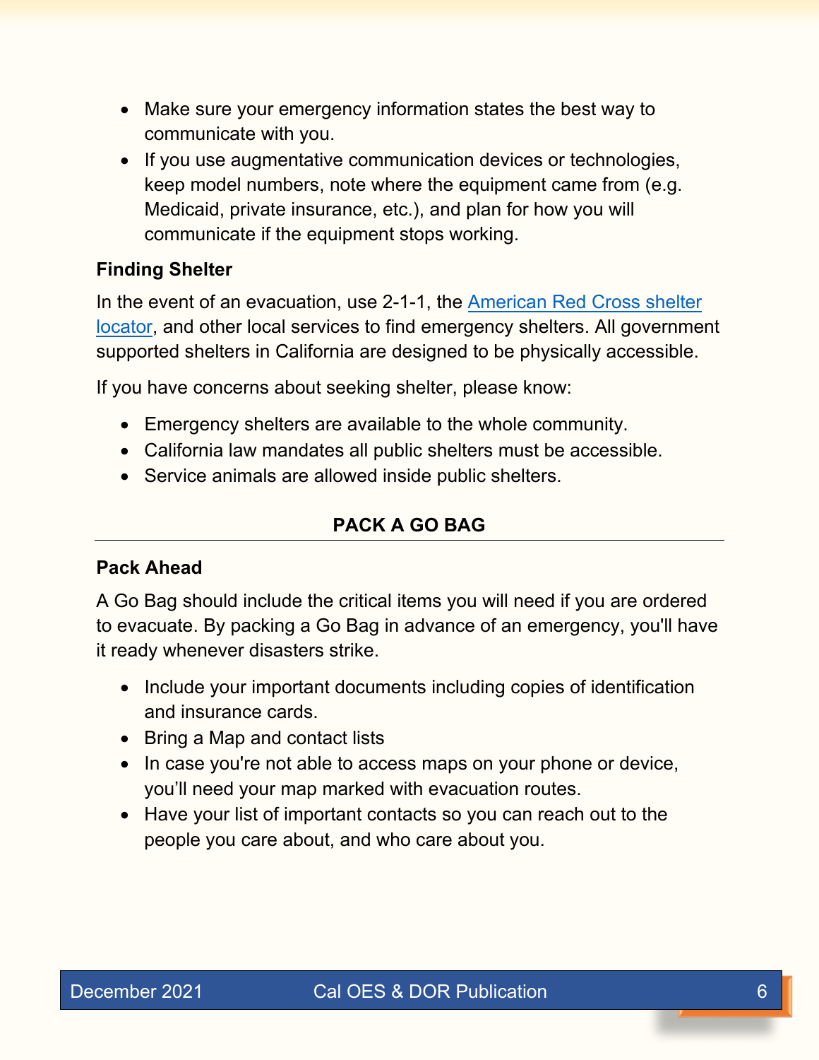- Make sure your emergency information states the best way to communicate with you.
- If you use augmentative communication devices or technologies, keep model numbers, note where the equipment came from (e.g. Medicaid, private insurance, etc.), and plan for how you will communicate if the equipment stops working.

### Finding Shelter

In the event of an evacuation, use 2-1-1, the American Red Cross shelter locator, and other local services to find emergency shelters. All government supported shelters in California are designed to be physically accessible.

If you have concerns about seeking shelter, please know:

- Emergency shelters are available to the whole community.
- California law mandates all public shelters must be accessible.
- Service animals are allowed inside public shelters.

## PACK A GO BAG

### Pack Ahead

A Go Bag should include the critical items you will need if you are ordered to evacuate. By packing a Go Bag in advance of an emergency, you'll have it ready whenever disasters strike.

- Include your important documents including copies of identification and insurance cards.
- Bring a Map and contact lists
- In case you're not able to access maps on your phone or device, you'll need your map marked with evacuation routes.
- Have your list of important contacts so you can reach out to the people you care about, and who care about you.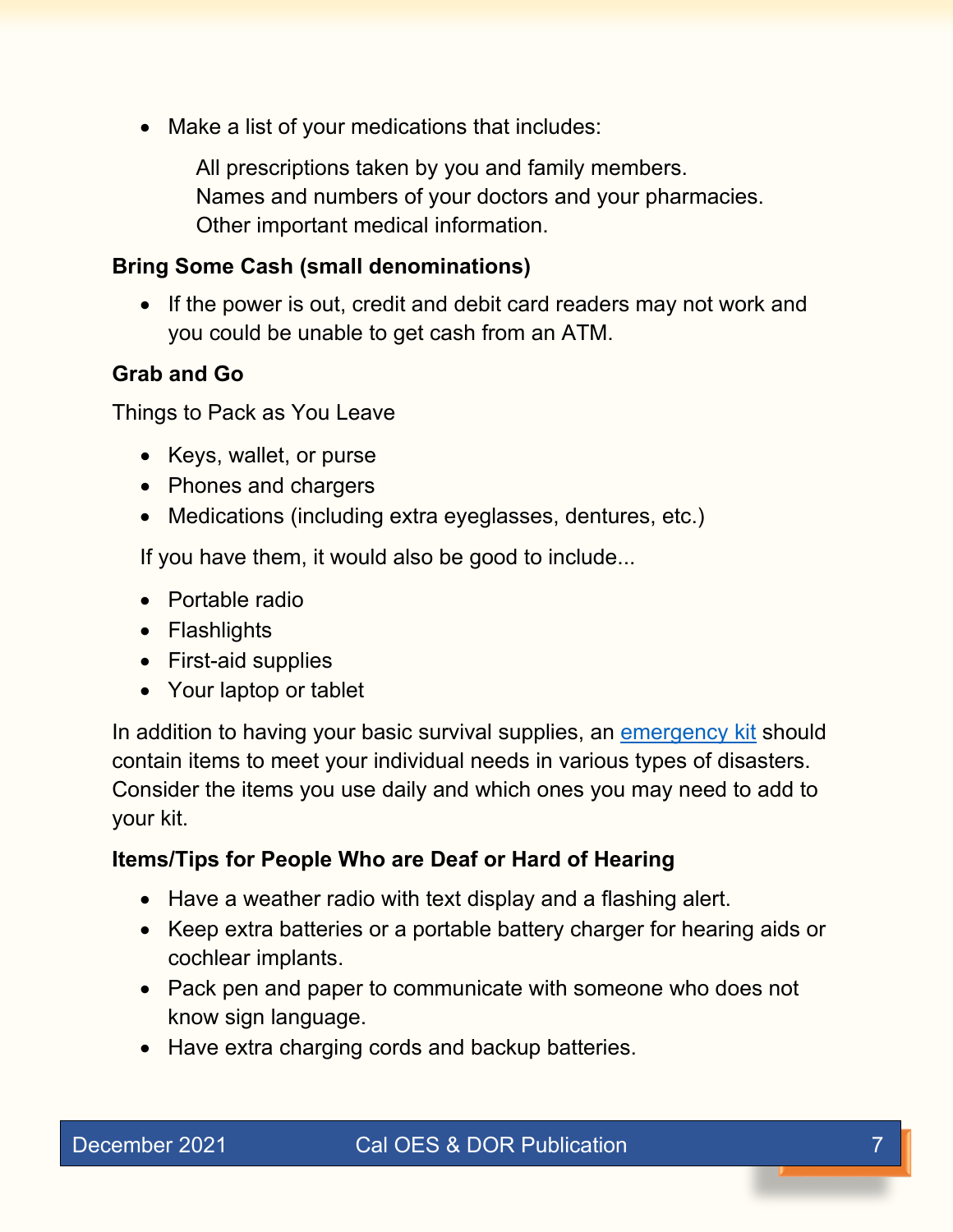- Make a list of your medications that includes:

  All prescriptions taken by you and family members.
  Names and numbers of your doctors and your pharmacies.
  Other important medical information.

**Bring Some Cash (small denominations)**

- If the power is out, credit and debit card readers may not work and you could be unable to get cash from an ATM.

**Grab and Go**

Things to Pack as You Leave

- Keys, wallet, or purse
- Phones and chargers
- Medications (including extra eyeglasses, dentures, etc.)

If you have them, it would also be good to include...

- Portable radio
- Flashlights
- First-aid supplies
- Your laptop or tablet

In addition to having your basic survival supplies, an emergency kit should contain items to meet your individual needs in various types of disasters. Consider the items you use daily and which ones you may need to add to your kit.

**Items/Tips for People Who are Deaf or Hard of Hearing**

- Have a weather radio with text display and a flashing alert.
- Keep extra batteries or a portable battery charger for hearing aids or cochlear implants.
- Pack pen and paper to communicate with someone who does not know sign language.
- Have extra charging cords and backup batteries.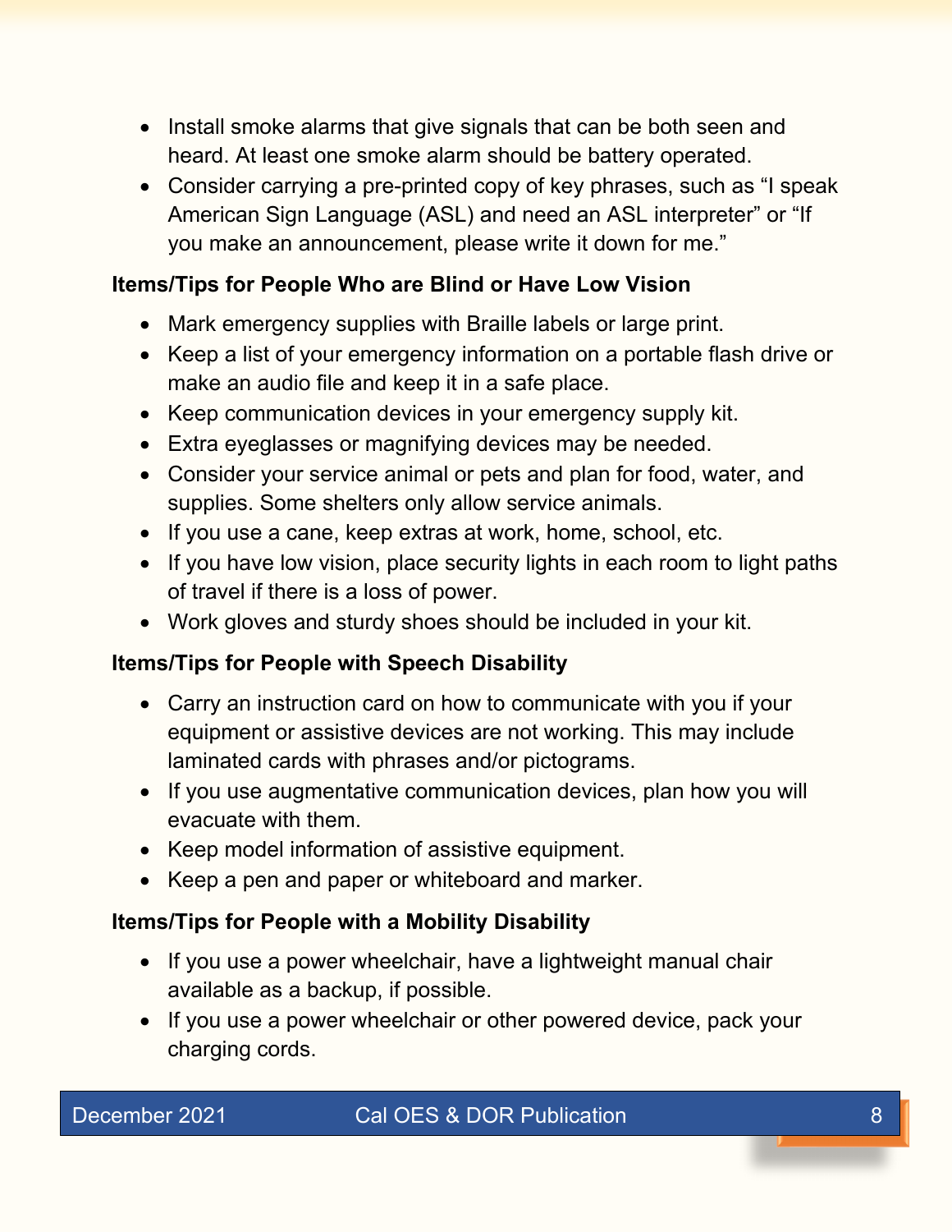- Install smoke alarms that give signals that can be both seen and heard. At least one smoke alarm should be battery operated.
- Consider carrying a pre-printed copy of key phrases, such as “I speak American Sign Language (ASL) and need an ASL interpreter” or “If you make an announcement, please write it down for me.”

**Items/Tips for People Who are Blind or Have Low Vision**

- Mark emergency supplies with Braille labels or large print.
- Keep a list of your emergency information on a portable flash drive or make an audio file and keep it in a safe place.
- Keep communication devices in your emergency supply kit.
- Extra eyeglasses or magnifying devices may be needed.
- Consider your service animal or pets and plan for food, water, and supplies. Some shelters only allow service animals.
- If you use a cane, keep extras at work, home, school, etc.
- If you have low vision, place security lights in each room to light paths of travel if there is a loss of power.
- Work gloves and sturdy shoes should be included in your kit.

**Items/Tips for People with Speech Disability**

- Carry an instruction card on how to communicate with you if your equipment or assistive devices are not working. This may include laminated cards with phrases and/or pictograms.
- If you use augmentative communication devices, plan how you will evacuate with them.
- Keep model information of assistive equipment.
- Keep a pen and paper or whiteboard and marker.

**Items/Tips for People with a Mobility Disability**

- If you use a power wheelchair, have a lightweight manual chair available as a backup, if possible.
- If you use a power wheelchair or other powered device, pack your charging cords.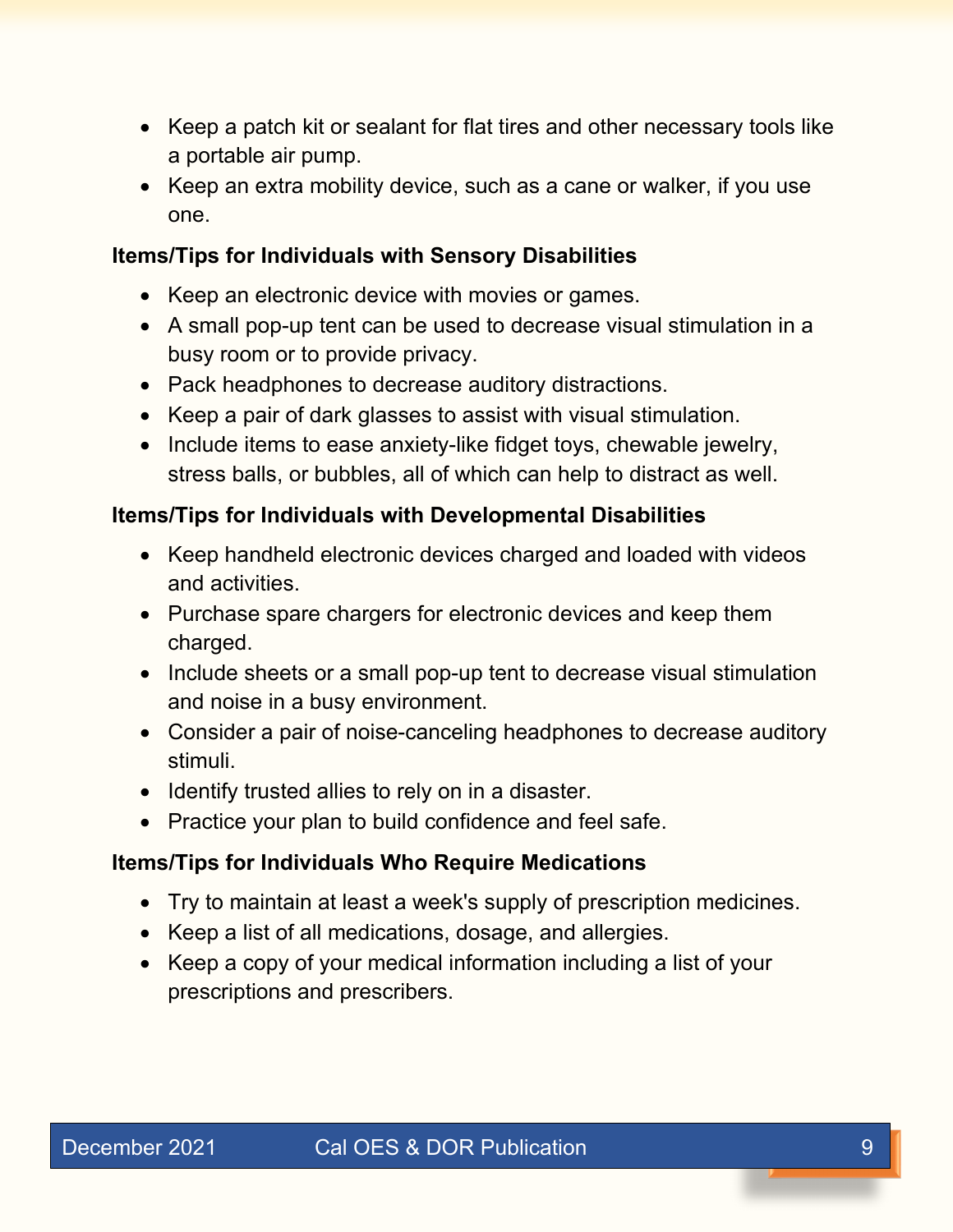- Keep a patch kit or sealant for flat tires and other necessary tools like a portable air pump.
- Keep an extra mobility device, such as a cane or walker, if you use one.

**Items/Tips for Individuals with Sensory Disabilities**

- Keep an electronic device with movies or games.
- A small pop-up tent can be used to decrease visual stimulation in a busy room or to provide privacy.
- Pack headphones to decrease auditory distractions.
- Keep a pair of dark glasses to assist with visual stimulation.
- Include items to ease anxiety-like fidget toys, chewable jewelry, stress balls, or bubbles, all of which can help to distract as well.

**Items/Tips for Individuals with Developmental Disabilities**

- Keep handheld electronic devices charged and loaded with videos and activities.
- Purchase spare chargers for electronic devices and keep them charged.
- Include sheets or a small pop-up tent to decrease visual stimulation and noise in a busy environment.
- Consider a pair of noise-canceling headphones to decrease auditory stimuli.
- Identify trusted allies to rely on in a disaster.
- Practice your plan to build confidence and feel safe.

**Items/Tips for Individuals Who Require Medications**

- Try to maintain at least a week's supply of prescription medicines.
- Keep a list of all medications, dosage, and allergies.
- Keep a copy of your medical information including a list of your prescriptions and prescribers.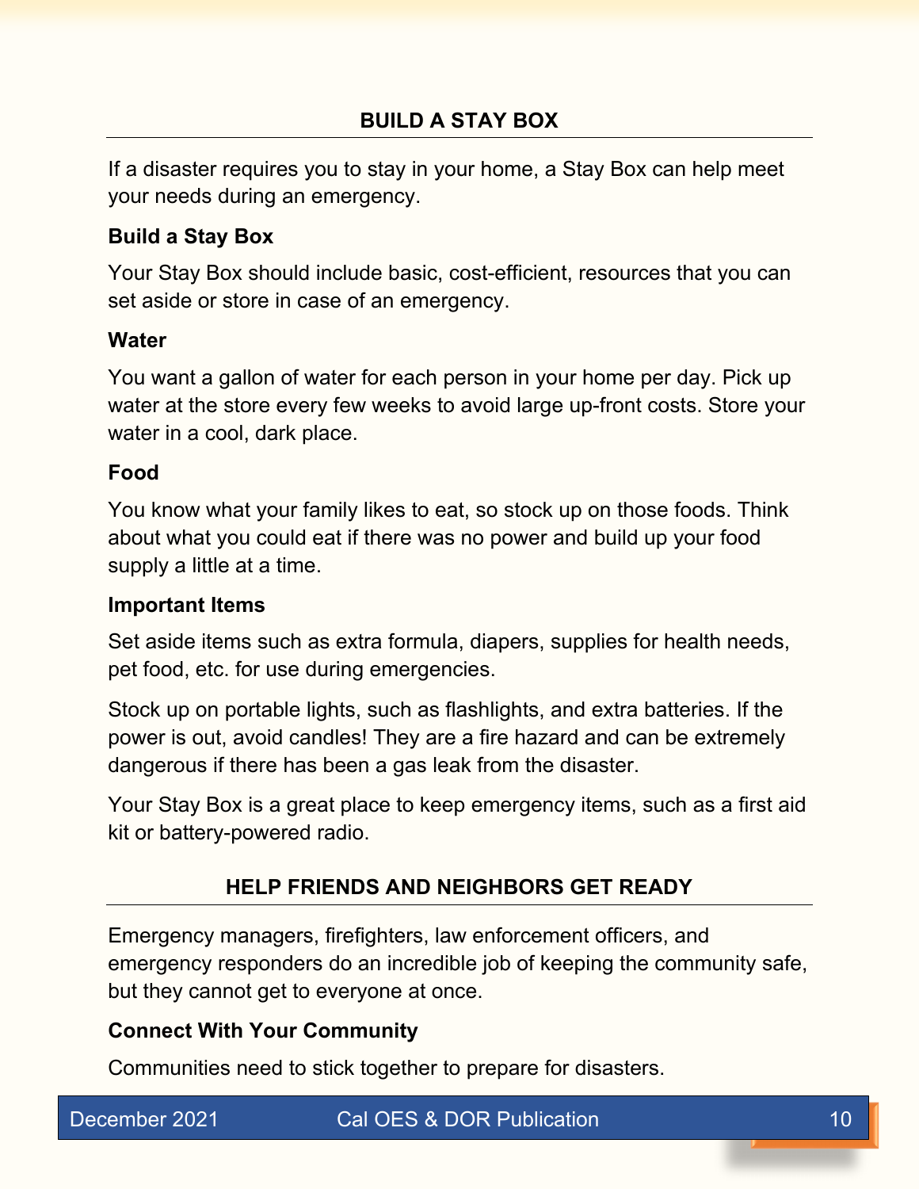## BUILD A STAY BOX

If a disaster requires you to stay in your home, a Stay Box can help meet your needs during an emergency.

### Build a Stay Box

Your Stay Box should include basic, cost-efficient, resources that you can set aside or store in case of an emergency.

### Water

You want a gallon of water for each person in your home per day. Pick up water at the store every few weeks to avoid large up-front costs. Store your water in a cool, dark place.

### Food

You know what your family likes to eat, so stock up on those foods. Think about what you could eat if there was no power and build up your food supply a little at a time.

### Important Items

Set aside items such as extra formula, diapers, supplies for health needs, pet food, etc. for use during emergencies.

Stock up on portable lights, such as flashlights, and extra batteries. If the power is out, avoid candles! They are a fire hazard and can be extremely dangerous if there has been a gas leak from the disaster.

Your Stay Box is a great place to keep emergency items, such as a first aid kit or battery-powered radio.

## HELP FRIENDS AND NEIGHBORS GET READY

Emergency managers, firefighters, law enforcement officers, and emergency responders do an incredible job of keeping the community safe, but they cannot get to everyone at once.

### Connect With Your Community

Communities need to stick together to prepare for disasters.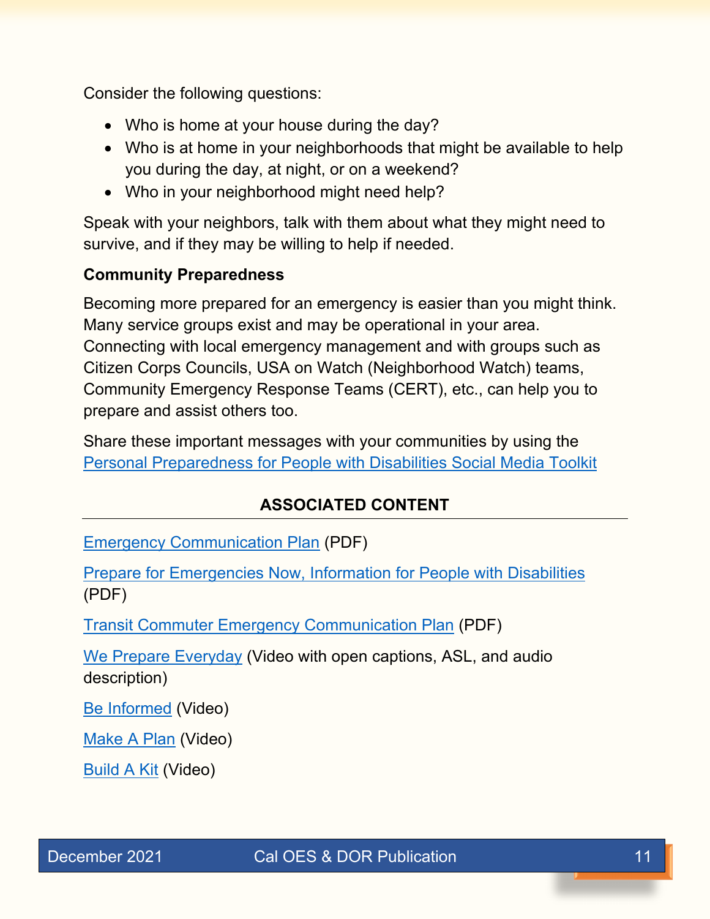Consider the following questions:

- Who is home at your house during the day?
- Who is at home in your neighborhoods that might be available to help you during the day, at night, or on a weekend?
- Who in your neighborhood might need help?

Speak with your neighbors, talk with them about what they might need to survive, and if they may be willing to help if needed.

**Community Preparedness**

Becoming more prepared for an emergency is easier than you might think. Many service groups exist and may be operational in your area. Connecting with local emergency management and with groups such as Citizen Corps Councils, USA on Watch (Neighborhood Watch) teams, Community Emergency Response Teams (CERT), etc., can help you to prepare and assist others too.

Share these important messages with your communities by using the Personal Preparedness for People with Disabilities Social Media Toolkit

## ASSOCIATED CONTENT

Emergency Communication Plan (PDF)

Prepare for Emergencies Now, Information for People with Disabilities (PDF)

Transit Commuter Emergency Communication Plan (PDF)

We Prepare Everyday (Video with open captions, ASL, and audio description)

Be Informed (Video)

Make A Plan (Video)

Build A Kit (Video)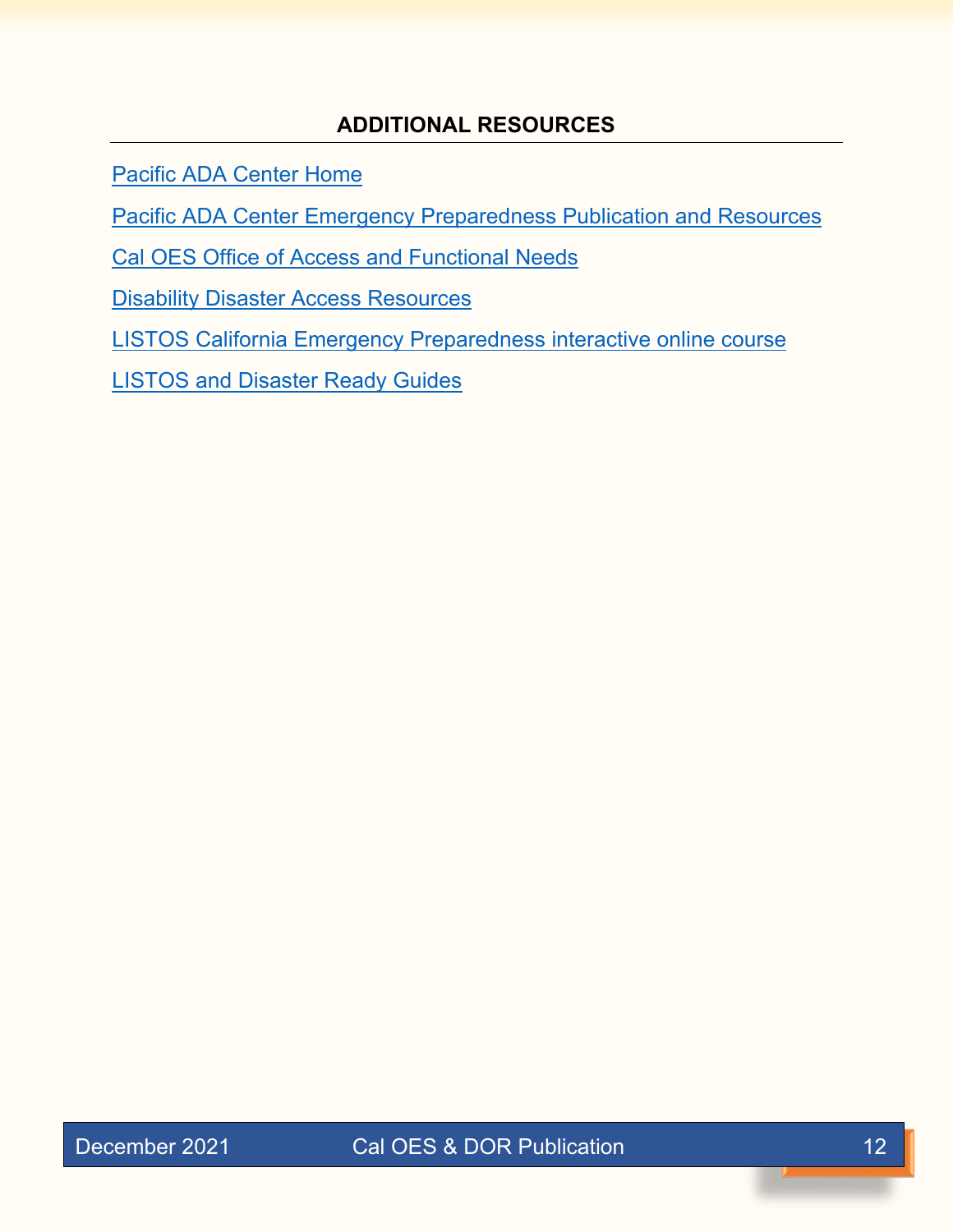## ADDITIONAL RESOURCES

Pacific ADA Center Home

Pacific ADA Center Emergency Preparedness Publication and Resources

Cal OES Office of Access and Functional Needs

Disability Disaster Access Resources

LISTOS California Emergency Preparedness interactive online course

LISTOS and Disaster Ready Guides